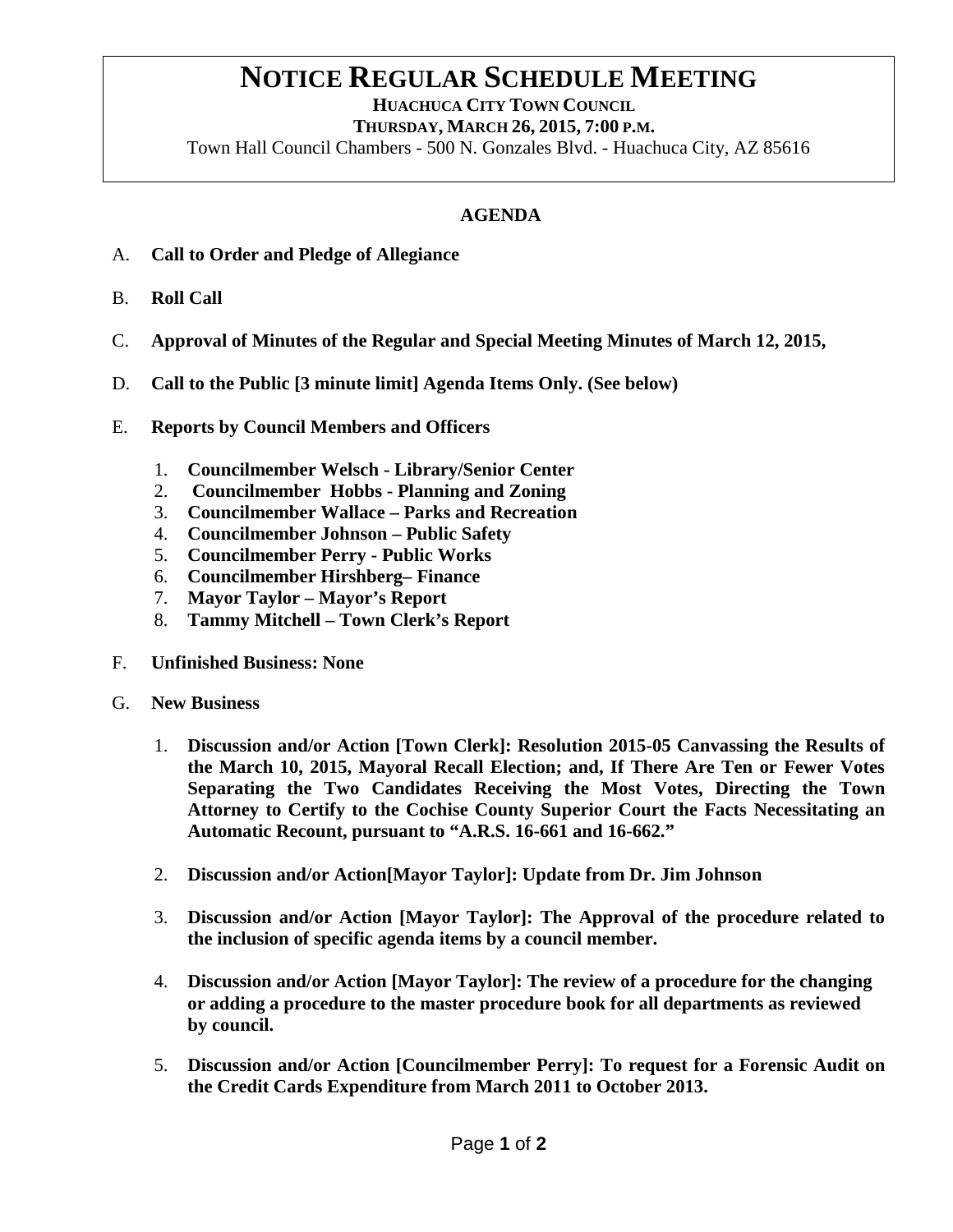# NOTICE REGULAR SCHEDULE MEETING

**HUACHUCA CITY TOWN COUNCIL**

**THURSDAY, MARCH 26, 2015, 7:00 P.M.**

Town Hall Council Chambers - 500 N. Gonzales Blvd. - Huachuca City, AZ 85616

## AGENDA

A. **Call to Order and Pledge of Allegiance**

B. **Roll Call**

C. **Approval of Minutes of the Regular and Special Meeting Minutes of March 12, 2015,**

D. **Call to the Public [3 minute limit] Agenda Items Only. (See below)**

E. **Reports by Council Members and Officers**

1. **Councilmember Welsch - Library/Senior Center**
2. **Councilmember Hobbs - Planning and Zoning**
3. **Councilmember Wallace – Parks and Recreation**
4. **Councilmember Johnson – Public Safety**
5. **Councilmember Perry - Public Works**
6. **Councilmember Hirshberg– Finance**
7. **Mayor Taylor – Mayor's Report**
8. **Tammy Mitchell – Town Clerk's Report**

F. **Unfinished Business: None**

G. **New Business**

1. **Discussion and/or Action [Town Clerk]: Resolution 2015-05 Canvassing the Results of the March 10, 2015, Mayoral Recall Election; and, If There Are Ten or Fewer Votes Separating the Two Candidates Receiving the Most Votes, Directing the Town Attorney to Certify to the Cochise County Superior Court the Facts Necessitating an Automatic Recount, pursuant to "A.R.S. 16-661 and 16-662."**
2. **Discussion and/or Action[Mayor Taylor]: Update from Dr. Jim Johnson**
3. **Discussion and/or Action [Mayor Taylor]: The Approval of the procedure related to the inclusion of specific agenda items by a council member.**
4. **Discussion and/or Action [Mayor Taylor]: The review of a procedure for the changing or adding a procedure to the master procedure book for all departments as reviewed by council.**
5. **Discussion and/or Action [Councilmember Perry]: To request for a Forensic Audit on the Credit Cards Expenditure from March 2011 to October 2013.**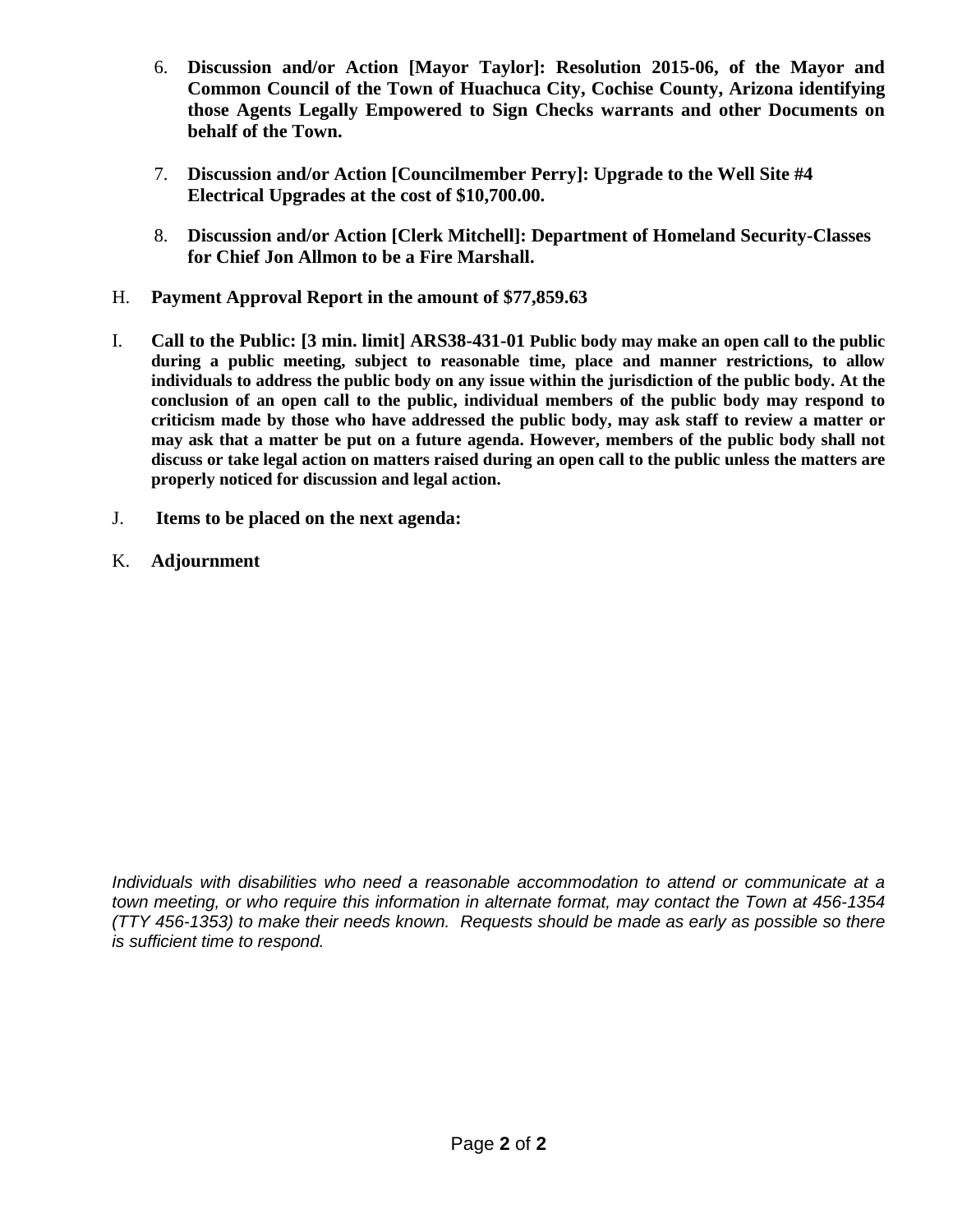6. **Discussion and/or Action [Mayor Taylor]: Resolution 2015-06, of the Mayor and Common Council of the Town of Huachuca City, Cochise County, Arizona identifying those Agents Legally Empowered to Sign Checks warrants and other Documents on behalf of the Town.**

7. **Discussion and/or Action [Councilmember Perry]: Upgrade to the Well Site #4 Electrical Upgrades at the cost of $10,700.00.**

8. **Discussion and/or Action [Clerk Mitchell]: Department of Homeland Security-Classes for Chief Jon Allmon to be a Fire Marshall.**

H. **Payment Approval Report in the amount of $77,859.63**

I. **Call to the Public: [3 min. limit] ARS38-431-01 Public body may make an open call to the public during a public meeting, subject to reasonable time, place and manner restrictions, to allow individuals to address the public body on any issue within the jurisdiction of the public body. At the conclusion of an open call to the public, individual members of the public body may respond to criticism made by those who have addressed the public body, may ask staff to review a matter or may ask that a matter be put on a future agenda. However, members of the public body shall not discuss or take legal action on matters raised during an open call to the public unless the matters are properly noticed for discussion and legal action.**

J. **Items to be placed on the next agenda:**

K. **Adjournment**

*Individuals with disabilities who need a reasonable accommodation to attend or communicate at a town meeting, or who require this information in alternate format, may contact the Town at 456-1354 (TTY 456-1353) to make their needs known. Requests should be made as early as possible so there is sufficient time to respond.*